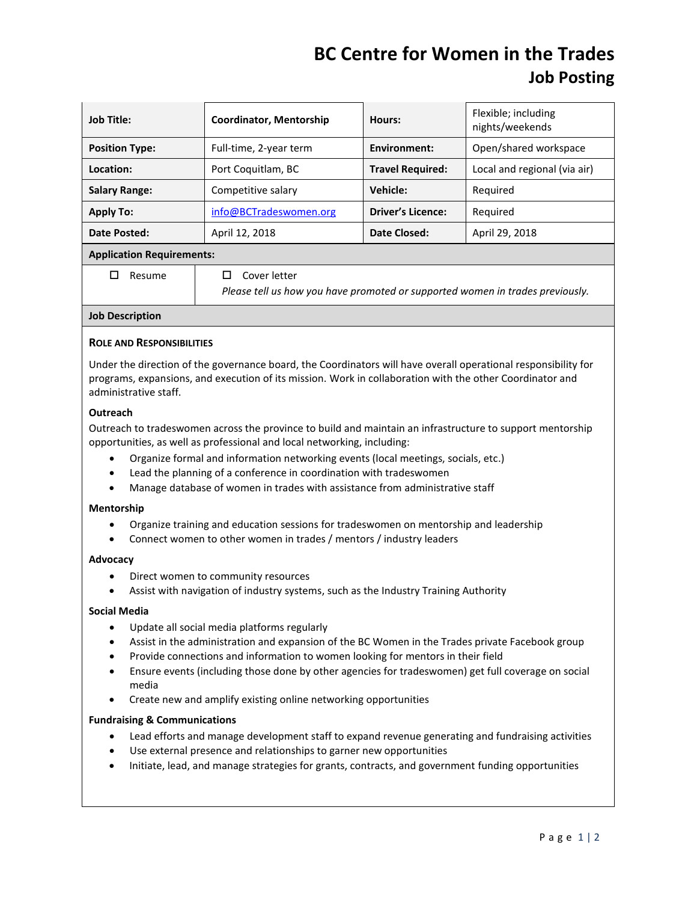# BC Centre for Women in the Trades
## Job Posting

| | | | |
|---|---|---|---|
| **Job Title:** | **Coordinator, Mentorship** | **Hours:** | Flexible; including nights/weekends |
| **Position Type:** | Full-time, 2-year term | **Environment:** | Open/shared workspace |
| **Location:** | Port Coquitlam, BC | **Travel Required:** | Local and regional (via air) |
| **Salary Range:** | Competitive salary | **Vehicle:** | Required |
| **Apply To:** | info@BCTradeswomen.org | **Driver's Licence:** | Required |
| **Date Posted:** | April 12, 2018 | **Date Closed:** | April 29, 2018 |

**Application Requirements:**

- ☐ Resume
- ☐ Cover letter
  *Please tell us how you have promoted or supported women in trades previously.*

**Job Description**

### Role and Responsibilities

Under the direction of the governance board, the Coordinators will have overall operational responsibility for programs, expansions, and execution of its mission. Work in collaboration with the other Coordinator and administrative staff.

**Outreach**

Outreach to tradeswomen across the province to build and maintain an infrastructure to support mentorship opportunities, as well as professional and local networking, including:

- Organize formal and information networking events (local meetings, socials, etc.)
- Lead the planning of a conference in coordination with tradeswomen
- Manage database of women in trades with assistance from administrative staff

**Mentorship**

- Organize training and education sessions for tradeswomen on mentorship and leadership
- Connect women to other women in trades / mentors / industry leaders

**Advocacy**

- Direct women to community resources
- Assist with navigation of industry systems, such as the Industry Training Authority

**Social Media**

- Update all social media platforms regularly
- Assist in the administration and expansion of the BC Women in the Trades private Facebook group
- Provide connections and information to women looking for mentors in their field
- Ensure events (including those done by other agencies for tradeswomen) get full coverage on social media
- Create new and amplify existing online networking opportunities

**Fundraising & Communications**

- Lead efforts and manage development staff to expand revenue generating and fundraising activities
- Use external presence and relationships to garner new opportunities
- Initiate, lead, and manage strategies for grants, contracts, and government funding opportunities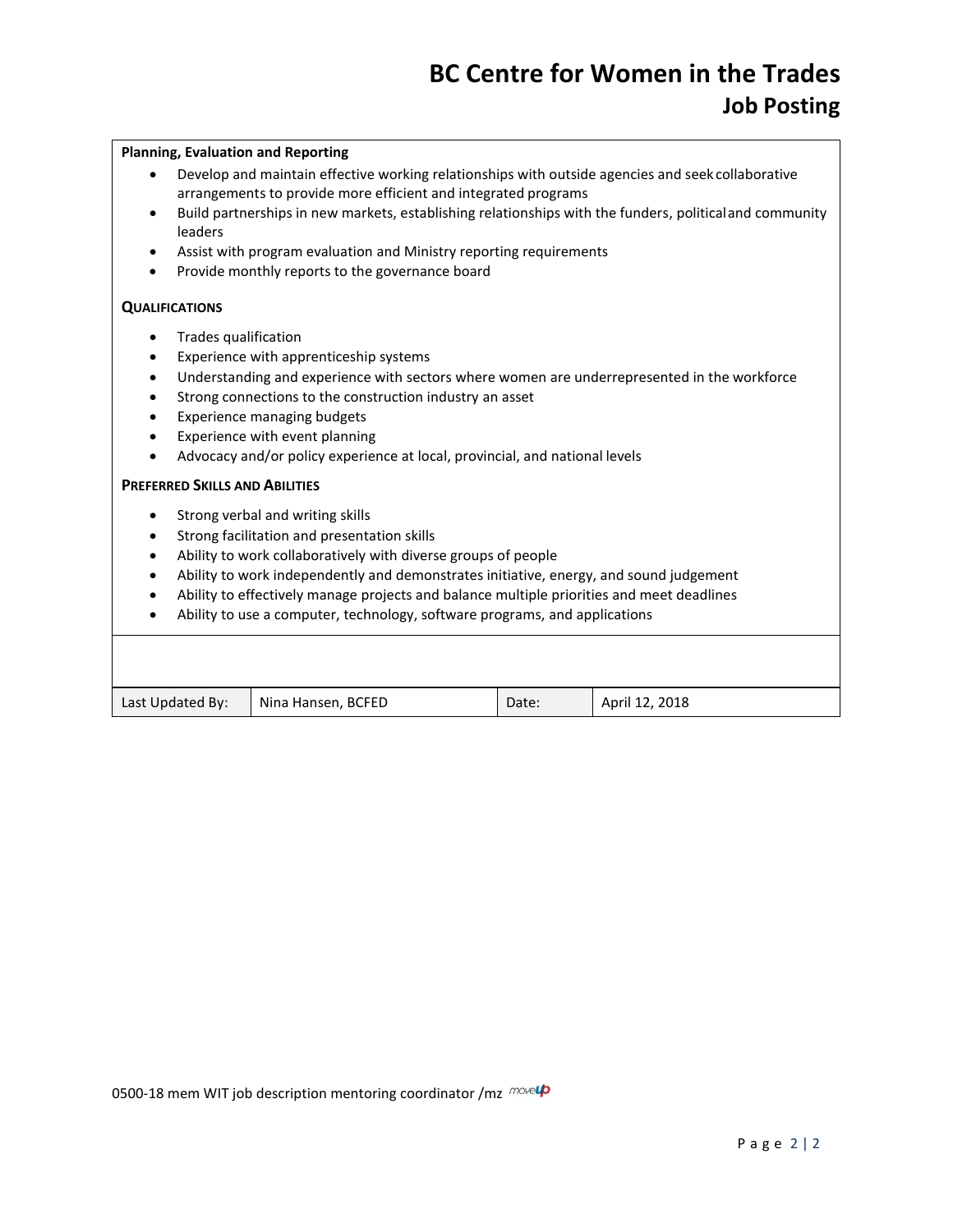**Planning, Evaluation and Reporting**

- Develop and maintain effective working relationships with outside agencies and seek collaborative arrangements to provide more efficient and integrated programs
- Build partnerships in new markets, establishing relationships with the funders, political and community leaders
- Assist with program evaluation and Ministry reporting requirements
- Provide monthly reports to the governance board

**QUALIFICATIONS**

- Trades qualification
- Experience with apprenticeship systems
- Understanding and experience with sectors where women are underrepresented in the workforce
- Strong connections to the construction industry an asset
- Experience managing budgets
- Experience with event planning
- Advocacy and/or policy experience at local, provincial, and national levels

**PREFERRED SKILLS AND ABILITIES**

- Strong verbal and writing skills
- Strong facilitation and presentation skills
- Ability to work collaboratively with diverse groups of people
- Ability to work independently and demonstrates initiative, energy, and sound judgement
- Ability to effectively manage projects and balance multiple priorities and meet deadlines
- Ability to use a computer, technology, software programs, and applications

| | | | |
|---|---|---|---|
| Last Updated By: | Nina Hansen, BCFED | Date: | April 12, 2018 |

0500-18 mem WIT job description mentoring coordinator /mz moveUP